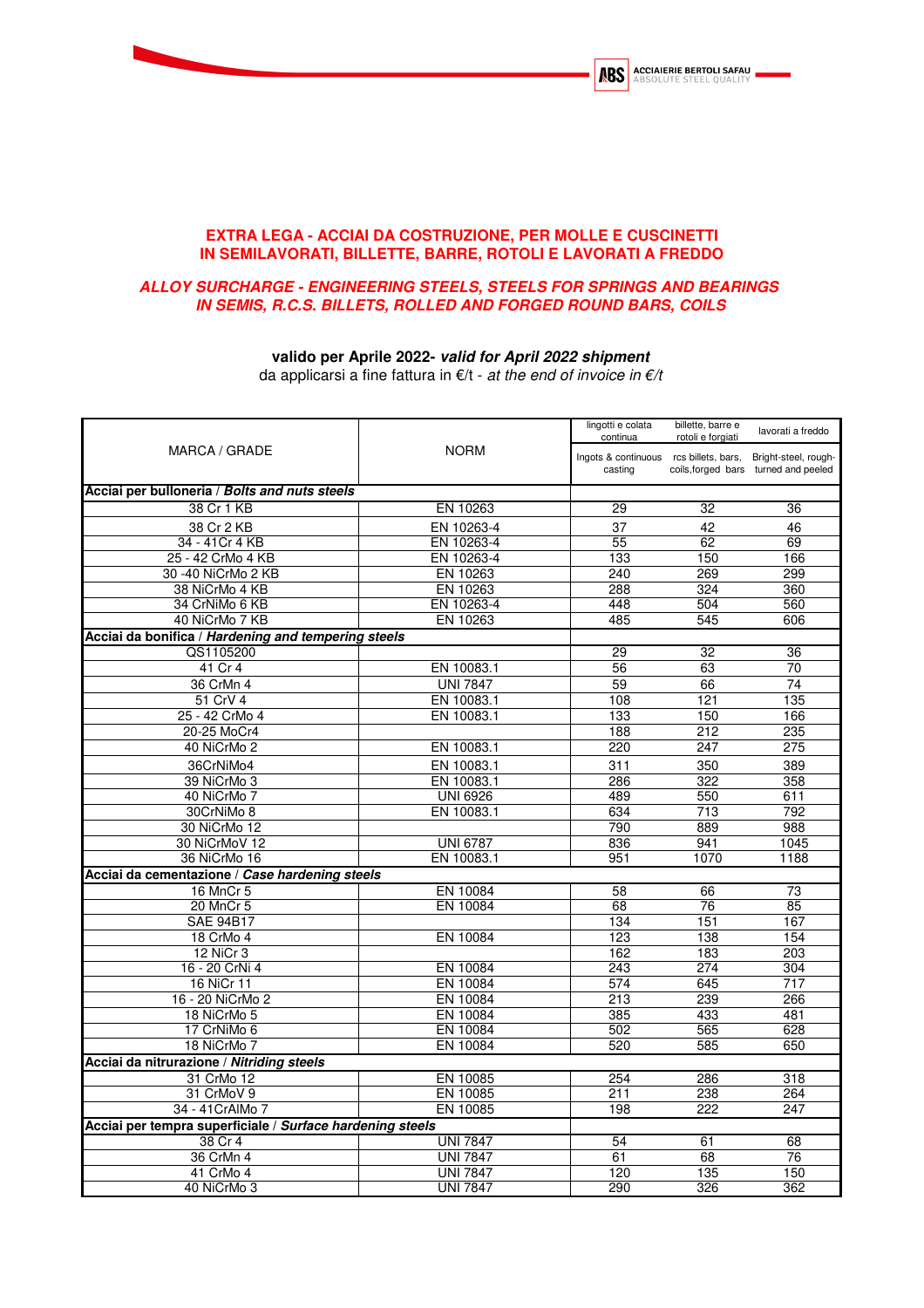# EXTRA LEGA - ACCIAI DA COSTRUZIONE, PER MOLLE E CUSCINETTI IN SEMILAVORATI, BILLETTE, BARRE, ROTOLI E LAVORATI A FREDDO

## *ALLOY SURCHARGE - ENGINEERING STEELS, STEELS FOR SPRINGS AND BEARINGS IN SEMIS, R.C.S. BILLETS, ROLLED AND FORGED ROUND BARS, COILS*

**valido per Aprile 2022-** ***valid for April 2022 shipment***

da applicarsi a fine fattura in €/t - *at the end of invoice in €/t*

| MARCA / GRADE | NORM | lingotti e colata continua<br>Ingots & continuous casting | billette, barre e rotoli e forgiati<br>rcs billets, bars, coils,forged bars | lavorati a freddo<br>Bright-steel, rough-turned and peeled |
|---|---|---|---|---|
| **Acciai per bulloneria / *Bolts and nuts steels*** | | | | |
| 38 Cr 1 KB | EN 10263 | 29 | 32 | 36 |
| 38 Cr 2 KB | EN 10263-4 | 37 | 42 | 46 |
| 34 - 41Cr 4 KB | EN 10263-4 | 55 | 62 | 69 |
| 25 - 42 CrMo 4 KB | EN 10263-4 | 133 | 150 | 166 |
| 30 -40 NiCrMo 2 KB | EN 10263 | 240 | 269 | 299 |
| 38 NiCrMo 4 KB | EN 10263 | 288 | 324 | 360 |
| 34 CrNiMo 6 KB | EN 10263-4 | 448 | 504 | 560 |
| 40 NiCrMo 7 KB | EN 10263 | 485 | 545 | 606 |
| **Acciai da bonifica / *Hardening and tempering steels*** | | | | |
| QS1105200 | | 29 | 32 | 36 |
| 41 Cr 4 | EN 10083.1 | 56 | 63 | 70 |
| 36 CrMn 4 | UNI 7847 | 59 | 66 | 74 |
| 51 CrV 4 | EN 10083.1 | 108 | 121 | 135 |
| 25 - 42 CrMo 4 | EN 10083.1 | 133 | 150 | 166 |
| 20-25 MoCr4 | | 188 | 212 | 235 |
| 40 NiCrMo 2 | EN 10083.1 | 220 | 247 | 275 |
| 36CrNiMo4 | EN 10083.1 | 311 | 350 | 389 |
| 39 NiCrMo 3 | EN 10083.1 | 286 | 322 | 358 |
| 40 NiCrMo 7 | UNI 6926 | 489 | 550 | 611 |
| 30CrNiMo 8 | EN 10083.1 | 634 | 713 | 792 |
| 30 NiCrMo 12 | | 790 | 889 | 988 |
| 30 NiCrMoV 12 | UNI 6787 | 836 | 941 | 1045 |
| 36 NiCrMo 16 | EN 10083.1 | 951 | 1070 | 1188 |
| **Acciai da cementazione / *Case hardening steels*** | | | | |
| 16 MnCr 5 | EN 10084 | 58 | 66 | 73 |
| 20 MnCr 5 | EN 10084 | 68 | 76 | 85 |
| SAE 94B17 | | 134 | 151 | 167 |
| 18 CrMo 4 | EN 10084 | 123 | 138 | 154 |
| 12 NiCr 3 | | 162 | 183 | 203 |
| 16 - 20 CrNi 4 | EN 10084 | 243 | 274 | 304 |
| 16 NiCr 11 | EN 10084 | 574 | 645 | 717 |
| 16 - 20 NiCrMo 2 | EN 10084 | 213 | 239 | 266 |
| 18 NiCrMo 5 | EN 10084 | 385 | 433 | 481 |
| 17 CrNiMo 6 | EN 10084 | 502 | 565 | 628 |
| 18 NiCrMo 7 | EN 10084 | 520 | 585 | 650 |
| **Acciai da nitrurazione / *Nitriding steels*** | | | | |
| 31 CrMo 12 | EN 10085 | 254 | 286 | 318 |
| 31 CrMoV 9 | EN 10085 | 211 | 238 | 264 |
| 34 - 41CrAlMo 7 | EN 10085 | 198 | 222 | 247 |
| **Acciai per tempra superficiale / *Surface hardening steels*** | | | | |
| 38 Cr 4 | UNI 7847 | 54 | 61 | 68 |
| 36 CrMn 4 | UNI 7847 | 61 | 68 | 76 |
| 41 CrMo 4 | UNI 7847 | 120 | 135 | 150 |
| 40 NiCrMo 3 | UNI 7847 | 290 | 326 | 362 |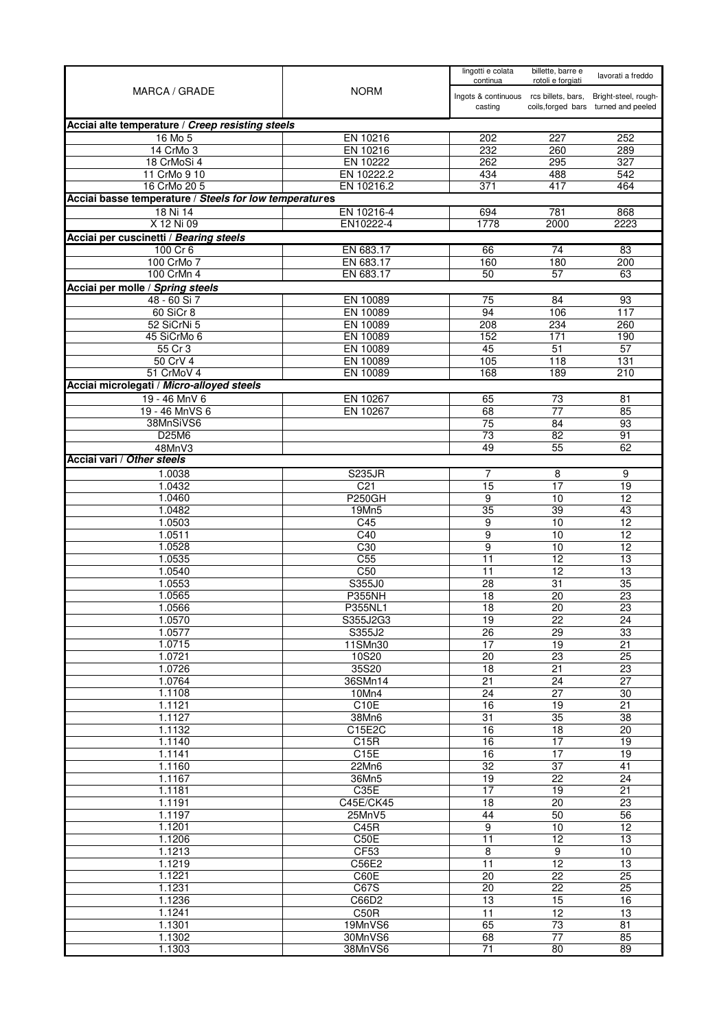| MARCA / GRADE | NORM | lingotti e colata continua<br>Ingots & continuous casting | billette, barre e rotoli e forgiati<br>rcs billets, bars, coils,forged bars | lavorati a freddo<br>Bright-steel, rough-turned and peeled |
|---|---|---|---|---|
| **Acciai alte temperature / *Creep resisting steels*** | | | | |
| 16 Mo 5 | EN 10216 | 202 | 227 | 252 |
| 14 CrMo 3 | EN 10216 | 232 | 260 | 289 |
| 18 CrMoSi 4 | EN 10222 | 262 | 295 | 327 |
| 11 CrMo 9 10 | EN 10222.2 | 434 | 488 | 542 |
| 16 CrMo 20 5 | EN 10216.2 | 371 | 417 | 464 |
| **Acciai basse temperature / *Steels for low temperatures*** | | | | |
| 18 Ni 14 | EN 10216-4 | 694 | 781 | 868 |
| X 12 Ni 09 | EN10222-4 | 1778 | 2000 | 2223 |
| **Acciai per cuscinetti / *Bearing steels*** | | | | |
| 100 Cr 6 | EN 683.17 | 66 | 74 | 83 |
| 100 CrMo 7 | EN 683.17 | 160 | 180 | 200 |
| 100 CrMn 4 | EN 683.17 | 50 | 57 | 63 |
| **Acciai per molle / *Spring steels*** | | | | |
| 48 - 60 Si 7 | EN 10089 | 75 | 84 | 93 |
| 60 SiCr 8 | EN 10089 | 94 | 106 | 117 |
| 52 SiCrNi 5 | EN 10089 | 208 | 234 | 260 |
| 45 SiCrMo 6 | EN 10089 | 152 | 171 | 190 |
| 55 Cr 3 | EN 10089 | 45 | 51 | 57 |
| 50 CrV 4 | EN 10089 | 105 | 118 | 131 |
| 51 CrMoV 4 | EN 10089 | 168 | 189 | 210 |
| **Acciai microlegati / *Micro-alloyed steels*** | | | | |
| 19 - 46 MnV 6 | EN 10267 | 65 | 73 | 81 |
| 19 - 46 MnVS 6 | EN 10267 | 68 | 77 | 85 |
| 38MnSiVS6 | | 75 | 84 | 93 |
| D25M6 | | 73 | 82 | 91 |
| 48MnV3 | | 49 | 55 | 62 |
| **Acciai vari / *Other steels*** | | | | |
| 1.0038 | S235JR | 7 | 8 | 9 |
| 1.0432 | C21 | 15 | 17 | 19 |
| 1.0460 | P250GH | 9 | 10 | 12 |
| 1.0482 | 19Mn5 | 35 | 39 | 43 |
| 1.0503 | C45 | 9 | 10 | 12 |
| 1.0511 | C40 | 9 | 10 | 12 |
| 1.0528 | C30 | 9 | 10 | 12 |
| 1.0535 | C55 | 11 | 12 | 13 |
| 1.0540 | C50 | 11 | 12 | 13 |
| 1.0553 | S355J0 | 28 | 31 | 35 |
| 1.0565 | P355NH | 18 | 20 | 23 |
| 1.0566 | P355NL1 | 18 | 20 | 23 |
| 1.0570 | S355J2G3 | 19 | 22 | 24 |
| 1.0577 | S355J2 | 26 | 29 | 33 |
| 1.0715 | 11SMn30 | 17 | 19 | 21 |
| 1.0721 | 10S20 | 20 | 23 | 25 |
| 1.0726 | 35S20 | 18 | 21 | 23 |
| 1.0764 | 36SMn14 | 21 | 24 | 27 |
| 1.1108 | 10Mn4 | 24 | 27 | 30 |
| 1.1121 | C10E | 16 | 19 | 21 |
| 1.1127 | 38Mn6 | 31 | 35 | 38 |
| 1.1132 | C15E2C | 16 | 18 | 20 |
| 1.1140 | C15R | 16 | 17 | 19 |
| 1.1141 | C15E | 16 | 17 | 19 |
| 1.1160 | 22Mn6 | 32 | 37 | 41 |
| 1.1167 | 36Mn5 | 19 | 22 | 24 |
| 1.1181 | C35E | 17 | 19 | 21 |
| 1.1191 | C45E/CK45 | 18 | 20 | 23 |
| 1.1197 | 25MnV5 | 44 | 50 | 56 |
| 1.1201 | C45R | 9 | 10 | 12 |
| 1.1206 | C50E | 11 | 12 | 13 |
| 1.1213 | CF53 | 8 | 9 | 10 |
| 1.1219 | C56E2 | 11 | 12 | 13 |
| 1.1221 | C60E | 20 | 22 | 25 |
| 1.1231 | C67S | 20 | 22 | 25 |
| 1.1236 | C66D2 | 13 | 15 | 16 |
| 1.1241 | C50R | 11 | 12 | 13 |
| 1.1301 | 19MnVS6 | 65 | 73 | 81 |
| 1.1302 | 30MnVS6 | 68 | 77 | 85 |
| 1.1303 | 38MnVS6 | 71 | 80 | 89 |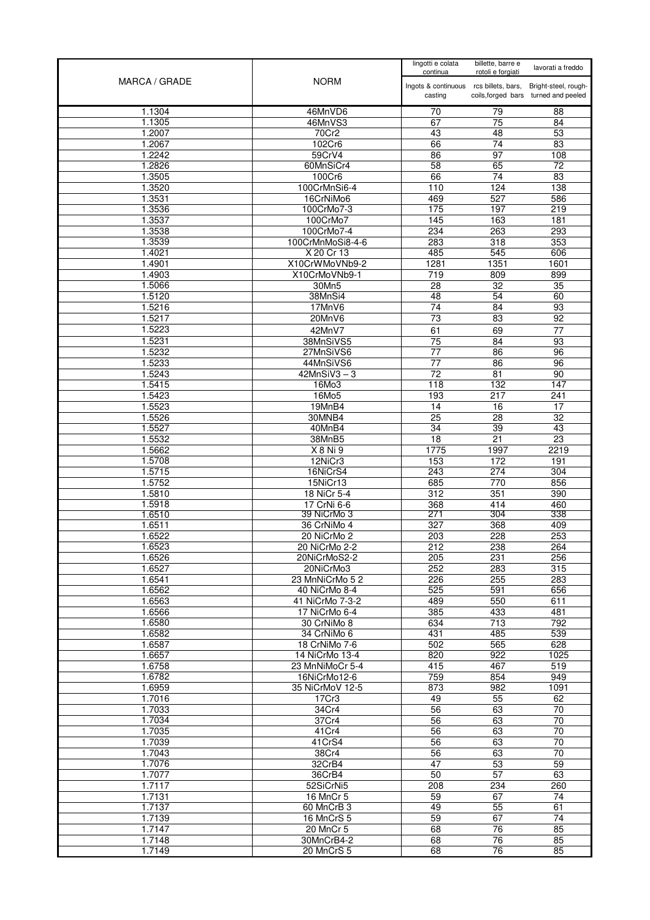| MARCA / GRADE | NORM | lingotti e colata continua<br>Ingots & continuous casting | billette, barre e rotoli e forgiati<br>rcs billets, bars, coils,forged bars | lavorati a freddo<br>Bright-steel, rough-turned and peeled |
|---|---|---|---|---|
| 1.1304 | 46MnVD6 | 70 | 79 | 88 |
| 1.1305 | 46MnVS3 | 67 | 75 | 84 |
| 1.2007 | 70Cr2 | 43 | 48 | 53 |
| 1.2067 | 102Cr6 | 66 | 74 | 83 |
| 1.2242 | 59CrV4 | 86 | 97 | 108 |
| 1.2826 | 60MnSiCr4 | 58 | 65 | 72 |
| 1.3505 | 100Cr6 | 66 | 74 | 83 |
| 1.3520 | 100CrMnSi6-4 | 110 | 124 | 138 |
| 1.3531 | 16CrNiMo6 | 469 | 527 | 586 |
| 1.3536 | 100CrMo7-3 | 175 | 197 | 219 |
| 1.3537 | 100CrMo7 | 145 | 163 | 181 |
| 1.3538 | 100CrMo7-4 | 234 | 263 | 293 |
| 1.3539 | 100CrMnMoSi8-4-6 | 283 | 318 | 353 |
| 1.4021 | X 20 Cr 13 | 485 | 545 | 606 |
| 1.4901 | X10CrWMoVNb9-2 | 1281 | 1351 | 1601 |
| 1.4903 | X10CrMoVNb9-1 | 719 | 809 | 899 |
| 1.5066 | 30Mn5 | 28 | 32 | 35 |
| 1.5120 | 38MnSi4 | 48 | 54 | 60 |
| 1.5216 | 17MnV6 | 74 | 84 | 93 |
| 1.5217 | 20MnV6 | 73 | 83 | 92 |
| 1.5223 | 42MnV7 | 61 | 69 | 77 |
| 1.5231 | 38MnSiVS5 | 75 | 84 | 93 |
| 1.5232 | 27MnSiVS6 | 77 | 86 | 96 |
| 1.5233 | 44MnSiVS6 | 77 | 86 | 96 |
| 1.5243 | 42MnSiV3 – 3 | 72 | 81 | 90 |
| 1.5415 | 16Mo3 | 118 | 132 | 147 |
| 1.5423 | 16Mo5 | 193 | 217 | 241 |
| 1.5523 | 19MnB4 | 14 | 16 | 17 |
| 1.5526 | 30MNB4 | 25 | 28 | 32 |
| 1.5527 | 40MnB4 | 34 | 39 | 43 |
| 1.5532 | 38MnB5 | 18 | 21 | 23 |
| 1.5662 | X 8 Ni 9 | 1775 | 1997 | 2219 |
| 1.5708 | 12NiCr3 | 153 | 172 | 191 |
| 1.5715 | 16NiCrS4 | 243 | 274 | 304 |
| 1.5752 | 15NiCr13 | 685 | 770 | 856 |
| 1.5810 | 18 NiCr 5-4 | 312 | 351 | 390 |
| 1.5918 | 17 CrNi 6-6 | 368 | 414 | 460 |
| 1.6510 | 39 NiCrMo 3 | 271 | 304 | 338 |
| 1.6511 | 36 CrNiMo 4 | 327 | 368 | 409 |
| 1.6522 | 20 NiCrMo 2 | 203 | 228 | 253 |
| 1.6523 | 20 NiCrMo 2-2 | 212 | 238 | 264 |
| 1.6526 | 20NiCrMoS2-2 | 205 | 231 | 256 |
| 1.6527 | 20NiCrMo3 | 252 | 283 | 315 |
| 1.6541 | 23 MnNiCrMo 5 2 | 226 | 255 | 283 |
| 1.6562 | 40 NiCrMo 8-4 | 525 | 591 | 656 |
| 1.6563 | 41 NiCrMo 7-3-2 | 489 | 550 | 611 |
| 1.6566 | 17 NiCrMo 6-4 | 385 | 433 | 481 |
| 1.6580 | 30 CrNiMo 8 | 634 | 713 | 792 |
| 1.6582 | 34 CrNiMo 6 | 431 | 485 | 539 |
| 1.6587 | 18 CrNiMo 7-6 | 502 | 565 | 628 |
| 1.6657 | 14 NiCrMo 13-4 | 820 | 922 | 1025 |
| 1.6758 | 23 MnNiMoCr 5-4 | 415 | 467 | 519 |
| 1.6782 | 16NiCrMo12-6 | 759 | 854 | 949 |
| 1.6959 | 35 NiCrMoV 12-5 | 873 | 982 | 1091 |
| 1.7016 | 17Cr3 | 49 | 55 | 62 |
| 1.7033 | 34Cr4 | 56 | 63 | 70 |
| 1.7034 | 37Cr4 | 56 | 63 | 70 |
| 1.7035 | 41Cr4 | 56 | 63 | 70 |
| 1.7039 | 41CrS4 | 56 | 63 | 70 |
| 1.7043 | 38Cr4 | 56 | 63 | 70 |
| 1.7076 | 32CrB4 | 47 | 53 | 59 |
| 1.7077 | 36CrB4 | 50 | 57 | 63 |
| 1.7117 | 52SiCrNi5 | 208 | 234 | 260 |
| 1.7131 | 16 MnCr 5 | 59 | 67 | 74 |
| 1.7137 | 60 MnCrB 3 | 49 | 55 | 61 |
| 1.7139 | 16 MnCrS 5 | 59 | 67 | 74 |
| 1.7147 | 20 MnCr 5 | 68 | 76 | 85 |
| 1.7148 | 30MnCrB4-2 | 68 | 76 | 85 |
| 1.7149 | 20 MnCrS 5 | 68 | 76 | 85 |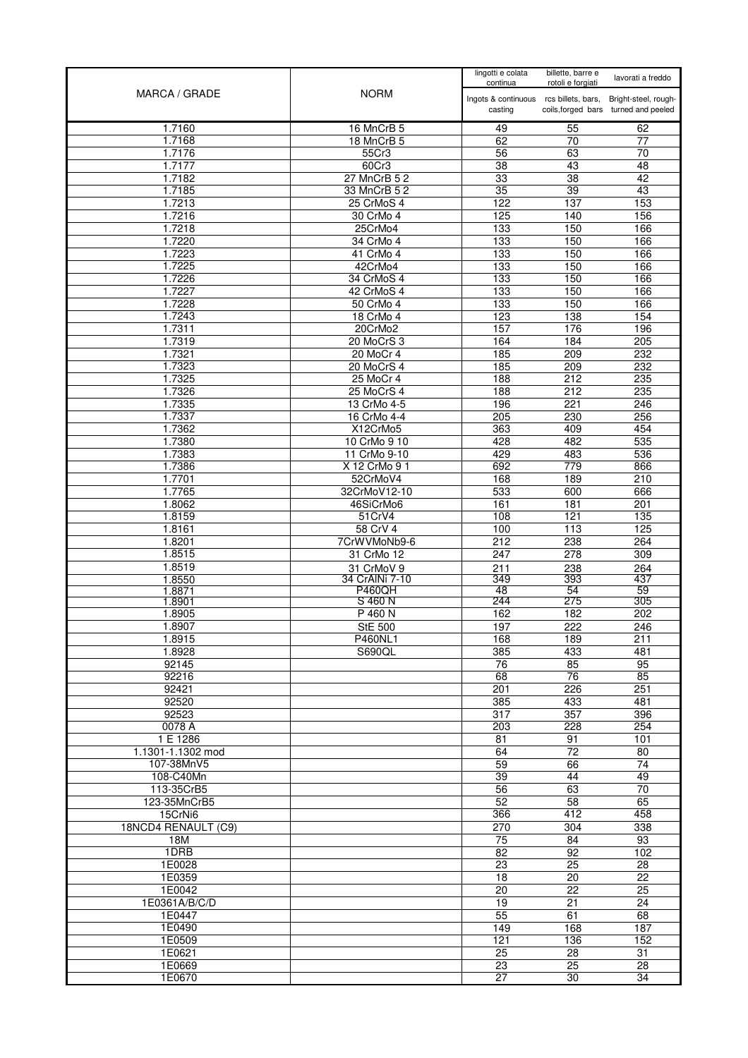| MARCA / GRADE | NORM | lingotti e colata continua<br>Ingots & continuous casting | billette, barre e rotoli e forgiati<br>rcs billets, bars, coils,forged bars | lavorati a freddo<br>Bright-steel, rough-turned and peeled |
|---|---|---|---|---|
| 1.7160 | 16 MnCrB 5 | 49 | 55 | 62 |
| 1.7168 | 18 MnCrB 5 | 62 | 70 | 77 |
| 1.7176 | 55Cr3 | 56 | 63 | 70 |
| 1.7177 | 60Cr3 | 38 | 43 | 48 |
| 1.7182 | 27 MnCrB 5 2 | 33 | 38 | 42 |
| 1.7185 | 33 MnCrB 5 2 | 35 | 39 | 43 |
| 1.7213 | 25 CrMoS 4 | 122 | 137 | 153 |
| 1.7216 | 30 CrMo 4 | 125 | 140 | 156 |
| 1.7218 | 25CrMo4 | 133 | 150 | 166 |
| 1.7220 | 34 CrMo 4 | 133 | 150 | 166 |
| 1.7223 | 41 CrMo 4 | 133 | 150 | 166 |
| 1.7225 | 42CrMo4 | 133 | 150 | 166 |
| 1.7226 | 34 CrMoS 4 | 133 | 150 | 166 |
| 1.7227 | 42 CrMoS 4 | 133 | 150 | 166 |
| 1.7228 | 50 CrMo 4 | 133 | 150 | 166 |
| 1.7243 | 18 CrMo 4 | 123 | 138 | 154 |
| 1.7311 | 20CrMo2 | 157 | 176 | 196 |
| 1.7319 | 20 MoCrS 3 | 164 | 184 | 205 |
| 1.7321 | 20 MoCr 4 | 185 | 209 | 232 |
| 1.7323 | 20 MoCrS 4 | 185 | 209 | 232 |
| 1.7325 | 25 MoCr 4 | 188 | 212 | 235 |
| 1.7326 | 25 MoCrS 4 | 188 | 212 | 235 |
| 1.7335 | 13 CrMo 4-5 | 196 | 221 | 246 |
| 1.7337 | 16 CrMo 4-4 | 205 | 230 | 256 |
| 1.7362 | X12CrMo5 | 363 | 409 | 454 |
| 1.7380 | 10 CrMo 9 10 | 428 | 482 | 535 |
| 1.7383 | 11 CrMo 9-10 | 429 | 483 | 536 |
| 1.7386 | X 12 CrMo 9 1 | 692 | 779 | 866 |
| 1.7701 | 52CrMoV4 | 168 | 189 | 210 |
| 1.7765 | 32CrMoV12-10 | 533 | 600 | 666 |
| 1.8062 | 46SiCrMo6 | 161 | 181 | 201 |
| 1.8159 | 51CrV4 | 108 | 121 | 135 |
| 1.8161 | 58 CrV 4 | 100 | 113 | 125 |
| 1.8201 | 7CrWVMoNb9-6 | 212 | 238 | 264 |
| 1.8515 | 31 CrMo 12 | 247 | 278 | 309 |
| 1.8519 | 31 CrMoV 9 | 211 | 238 | 264 |
| 1.8550 | 34 CrAlNi 7-10 | 349 | 393 | 437 |
| 1.8871 | P460QH | 48 | 54 | 59 |
| 1.8901 | S 460 N | 244 | 275 | 305 |
| 1.8905 | P 460 N | 162 | 182 | 202 |
| 1.8907 | StE 500 | 197 | 222 | 246 |
| 1.8915 | P460NL1 | 168 | 189 | 211 |
| 1.8928 | S690QL | 385 | 433 | 481 |
| 92145 | | 76 | 85 | 95 |
| 92216 | | 68 | 76 | 85 |
| 92421 | | 201 | 226 | 251 |
| 92520 | | 385 | 433 | 481 |
| 92523 | | 317 | 357 | 396 |
| 0078 A | | 203 | 228 | 254 |
| 1 E 1286 | | 81 | 91 | 101 |
| 1.1301-1.1302 mod | | 64 | 72 | 80 |
| 107-38MnV5 | | 59 | 66 | 74 |
| 108-C40Mn | | 39 | 44 | 49 |
| 113-35CrB5 | | 56 | 63 | 70 |
| 123-35MnCrB5 | | 52 | 58 | 65 |
| 15CrNi6 | | 366 | 412 | 458 |
| 18NCD4 RENAULT (C9) | | 270 | 304 | 338 |
| 18M | | 75 | 84 | 93 |
| 1DRB | | 82 | 92 | 102 |
| 1E0028 | | 23 | 25 | 28 |
| 1E0359 | | 18 | 20 | 22 |
| 1E0042 | | 20 | 22 | 25 |
| 1E0361A/B/C/D | | 19 | 21 | 24 |
| 1E0447 | | 55 | 61 | 68 |
| 1E0490 | | 149 | 168 | 187 |
| 1E0509 | | 121 | 136 | 152 |
| 1E0621 | | 25 | 28 | 31 |
| 1E0669 | | 23 | 25 | 28 |
| 1E0670 | | 27 | 30 | 34 |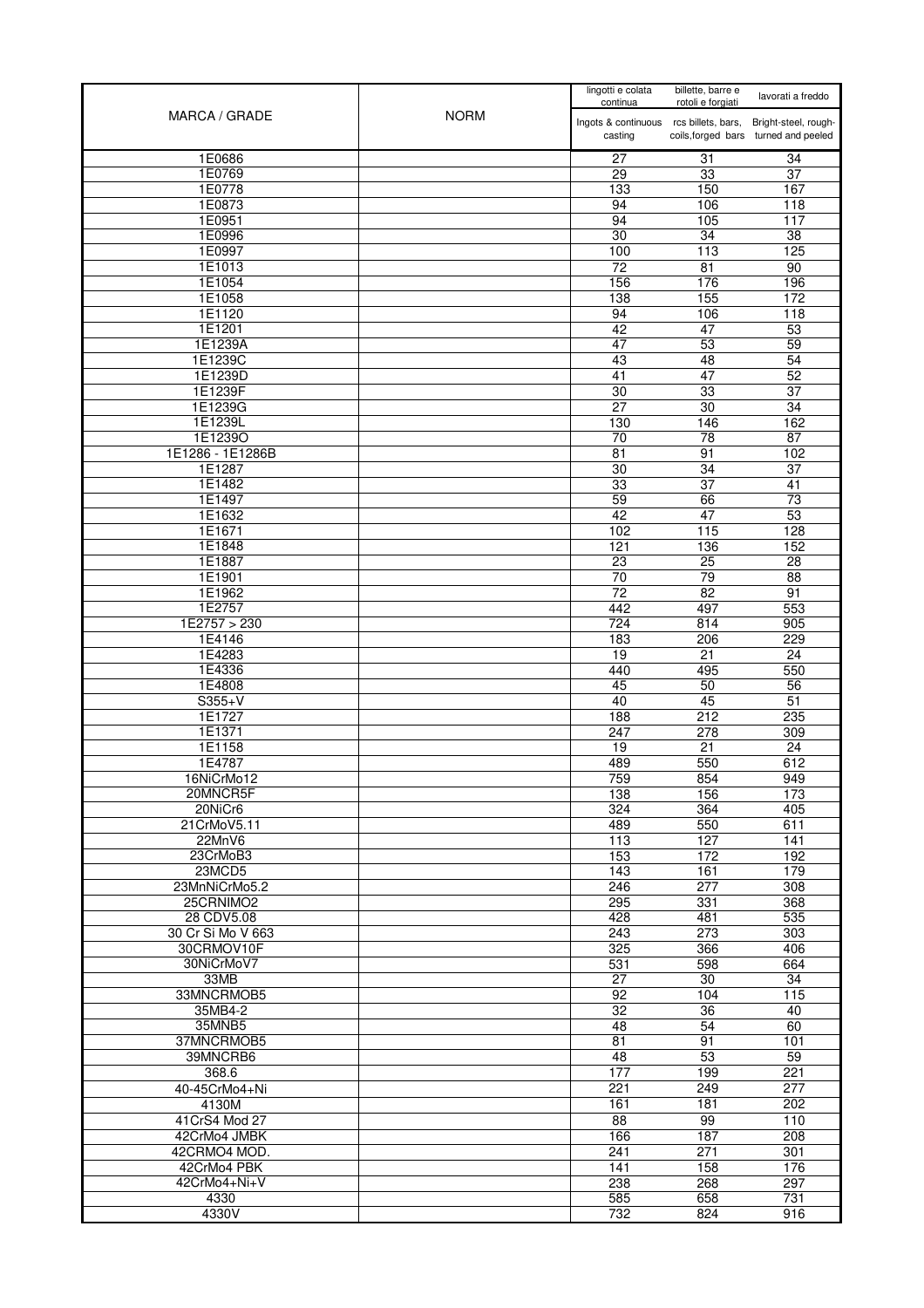| MARCA / GRADE | NORM | lingotti e colata continua<br>Ingots & continuous casting | billette, barre e rotoli e forgiati<br>rcs billets, bars, coils,forged bars | lavorati a freddo<br>Bright-steel, rough-turned and peeled |
|---|---|---|---|---|
| 1E0686 | | 27 | 31 | 34 |
| 1E0769 | | 29 | 33 | 37 |
| 1E0778 | | 133 | 150 | 167 |
| 1E0873 | | 94 | 106 | 118 |
| 1E0951 | | 94 | 105 | 117 |
| 1E0996 | | 30 | 34 | 38 |
| 1E0997 | | 100 | 113 | 125 |
| 1E1013 | | 72 | 81 | 90 |
| 1E1054 | | 156 | 176 | 196 |
| 1E1058 | | 138 | 155 | 172 |
| 1E1120 | | 94 | 106 | 118 |
| 1E1201 | | 42 | 47 | 53 |
| 1E1239A | | 47 | 53 | 59 |
| 1E1239C | | 43 | 48 | 54 |
| 1E1239D | | 41 | 47 | 52 |
| 1E1239F | | 30 | 33 | 37 |
| 1E1239G | | 27 | 30 | 34 |
| 1E1239L | | 130 | 146 | 162 |
| 1E1239O | | 70 | 78 | 87 |
| 1E1286 - 1E1286B | | 81 | 91 | 102 |
| 1E1287 | | 30 | 34 | 37 |
| 1E1482 | | 33 | 37 | 41 |
| 1E1497 | | 59 | 66 | 73 |
| 1E1632 | | 42 | 47 | 53 |
| 1E1671 | | 102 | 115 | 128 |
| 1E1848 | | 121 | 136 | 152 |
| 1E1887 | | 23 | 25 | 28 |
| 1E1901 | | 70 | 79 | 88 |
| 1E1962 | | 72 | 82 | 91 |
| 1E2757 | | 442 | 497 | 553 |
| 1E2757 > 230 | | 724 | 814 | 905 |
| 1E4146 | | 183 | 206 | 229 |
| 1E4283 | | 19 | 21 | 24 |
| 1E4336 | | 440 | 495 | 550 |
| 1E4808 | | 45 | 50 | 56 |
| S355+V | | 40 | 45 | 51 |
| 1E1727 | | 188 | 212 | 235 |
| 1E1371 | | 247 | 278 | 309 |
| 1E1158 | | 19 | 21 | 24 |
| 1E4787 | | 489 | 550 | 612 |
| 16NiCrMo12 | | 759 | 854 | 949 |
| 20MNCR5F | | 138 | 156 | 173 |
| 20NiCr6 | | 324 | 364 | 405 |
| 21CrMoV5.11 | | 489 | 550 | 611 |
| 22MnV6 | | 113 | 127 | 141 |
| 23CrMoB3 | | 153 | 172 | 192 |
| 23MCD5 | | 143 | 161 | 179 |
| 23MnNiCrMo5.2 | | 246 | 277 | 308 |
| 25CRNIMO2 | | 295 | 331 | 368 |
| 28 CDV5.08 | | 428 | 481 | 535 |
| 30 Cr Si Mo V 663 | | 243 | 273 | 303 |
| 30CRMOV10F | | 325 | 366 | 406 |
| 30NiCrMoV7 | | 531 | 598 | 664 |
| 33MB | | 27 | 30 | 34 |
| 33MNCRMOB5 | | 92 | 104 | 115 |
| 35MB4-2 | | 32 | 36 | 40 |
| 35MNB5 | | 48 | 54 | 60 |
| 37MNCRMOB5 | | 81 | 91 | 101 |
| 39MNCRB6 | | 48 | 53 | 59 |
| 368.6 | | 177 | 199 | 221 |
| 40-45CrMo4+Ni | | 221 | 249 | 277 |
| 4130M | | 161 | 181 | 202 |
| 41CrS4 Mod 27 | | 88 | 99 | 110 |
| 42CrMo4 JMBK | | 166 | 187 | 208 |
| 42CRMO4 MOD. | | 241 | 271 | 301 |
| 42CrMo4 PBK | | 141 | 158 | 176 |
| 42CrMo4+Ni+V | | 238 | 268 | 297 |
| 4330 | | 585 | 658 | 731 |
| 4330V | | 732 | 824 | 916 |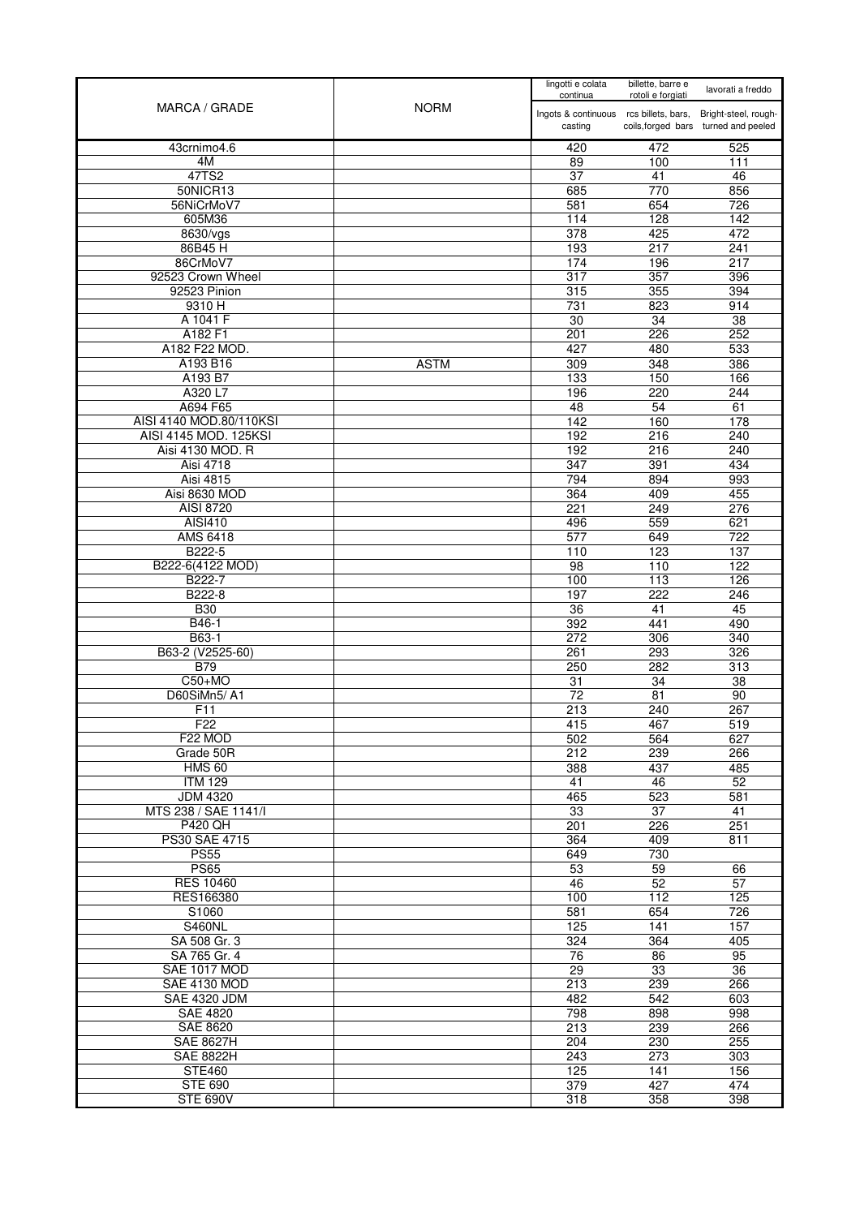| MARCA / GRADE | NORM | lingotti e colata continua<br>Ingots & continuous casting | billette, barre e rotoli e forgiati<br>rcs billets, bars, coils,forged bars | lavorati a freddo<br>Bright-steel, rough-turned and peeled |
|---|---|---|---|---|
| 43crnimo4.6 | | 420 | 472 | 525 |
| 4M | | 89 | 100 | 111 |
| 47TS2 | | 37 | 41 | 46 |
| 50NICR13 | | 685 | 770 | 856 |
| 56NiCrMoV7 | | 581 | 654 | 726 |
| 605M36 | | 114 | 128 | 142 |
| 8630/vgs | | 378 | 425 | 472 |
| 86B45 H | | 193 | 217 | 241 |
| 86CrMoV7 | | 174 | 196 | 217 |
| 92523 Crown Wheel | | 317 | 357 | 396 |
| 92523 Pinion | | 315 | 355 | 394 |
| 9310 H | | 731 | 823 | 914 |
| A 1041 F | | 30 | 34 | 38 |
| A182 F1 | | 201 | 226 | 252 |
| A182 F22 MOD. | | 427 | 480 | 533 |
| A193 B16 | ASTM | 309 | 348 | 386 |
| A193 B7 | | 133 | 150 | 166 |
| A320 L7 | | 196 | 220 | 244 |
| A694 F65 | | 48 | 54 | 61 |
| AISI 4140 MOD.80/110KSI | | 142 | 160 | 178 |
| AISI 4145 MOD. 125KSI | | 192 | 216 | 240 |
| Aisi 4130 MOD. R | | 192 | 216 | 240 |
| Aisi 4718 | | 347 | 391 | 434 |
| Aisi 4815 | | 794 | 894 | 993 |
| Aisi 8630 MOD | | 364 | 409 | 455 |
| AISI 8720 | | 221 | 249 | 276 |
| AISI410 | | 496 | 559 | 621 |
| AMS 6418 | | 577 | 649 | 722 |
| B222-5 | | 110 | 123 | 137 |
| B222-6(4122 MOD) | | 98 | 110 | 122 |
| B222-7 | | 100 | 113 | 126 |
| B222-8 | | 197 | 222 | 246 |
| B30 | | 36 | 41 | 45 |
| B46-1 | | 392 | 441 | 490 |
| B63-1 | | 272 | 306 | 340 |
| B63-2 (V2525-60) | | 261 | 293 | 326 |
| B79 | | 250 | 282 | 313 |
| C50+MO | | 31 | 34 | 38 |
| D60SiMn5/ A1 | | 72 | 81 | 90 |
| F11 | | 213 | 240 | 267 |
| F22 | | 415 | 467 | 519 |
| F22 MOD | | 502 | 564 | 627 |
| Grade 50R | | 212 | 239 | 266 |
| HMS 60 | | 388 | 437 | 485 |
| ITM 129 | | 41 | 46 | 52 |
| JDM 4320 | | 465 | 523 | 581 |
| MTS 238 / SAE 1141/I | | 33 | 37 | 41 |
| P420 QH | | 201 | 226 | 251 |
| PS30 SAE 4715 | | 364 | 409 | 811 |
| PS55 | | 649 | 730 | |
| PS65 | | 53 | 59 | 66 |
| RES 10460 | | 46 | 52 | 57 |
| RES166380 | | 100 | 112 | 125 |
| S1060 | | 581 | 654 | 726 |
| S460NL | | 125 | 141 | 157 |
| SA 508 Gr. 3 | | 324 | 364 | 405 |
| SA 765 Gr. 4 | | 76 | 86 | 95 |
| SAE 1017 MOD | | 29 | 33 | 36 |
| SAE 4130 MOD | | 213 | 239 | 266 |
| SAE 4320 JDM | | 482 | 542 | 603 |
| SAE 4820 | | 798 | 898 | 998 |
| SAE 8620 | | 213 | 239 | 266 |
| SAE 8627H | | 204 | 230 | 255 |
| SAE 8822H | | 243 | 273 | 303 |
| STE460 | | 125 | 141 | 156 |
| STE 690 | | 379 | 427 | 474 |
| STE 690V | | 318 | 358 | 398 |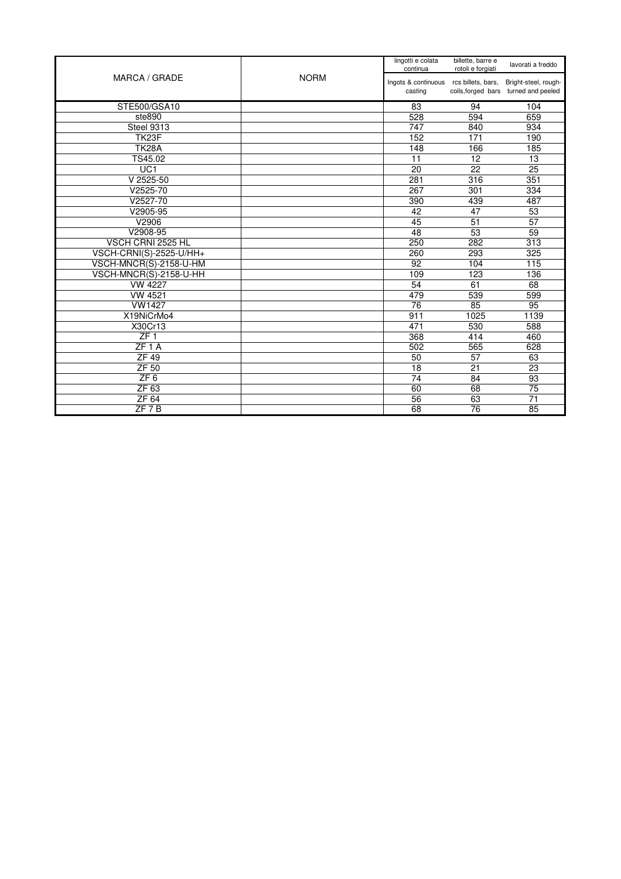| MARCA / GRADE | NORM | lingotti e colata continua<br>Ingots & continuous casting | billette, barre e rotoli e forgiati<br>rcs billets, bars, coils,forged bars | lavorati a freddo<br>Bright-steel, rough-turned and peeled |
|---|---|---|---|---|
| STE500/GSA10 | | 83 | 94 | 104 |
| ste890 | | 528 | 594 | 659 |
| Steel 9313 | | 747 | 840 | 934 |
| TK23F | | 152 | 171 | 190 |
| TK28A | | 148 | 166 | 185 |
| TS45.02 | | 11 | 12 | 13 |
| UC1 | | 20 | 22 | 25 |
| V 2525-50 | | 281 | 316 | 351 |
| V2525-70 | | 267 | 301 | 334 |
| V2527-70 | | 390 | 439 | 487 |
| V2905-95 | | 42 | 47 | 53 |
| V2906 | | 45 | 51 | 57 |
| V2908-95 | | 48 | 53 | 59 |
| VSCH CRNI 2525 HL | | 250 | 282 | 313 |
| VSCH-CRNI(S)-2525-U/HH+ | | 260 | 293 | 325 |
| VSCH-MNCR(S)-2158-U-HM | | 92 | 104 | 115 |
| VSCH-MNCR(S)-2158-U-HH | | 109 | 123 | 136 |
| VW 4227 | | 54 | 61 | 68 |
| VW 4521 | | 479 | 539 | 599 |
| VW1427 | | 76 | 85 | 95 |
| X19NiCrMo4 | | 911 | 1025 | 1139 |
| X30Cr13 | | 471 | 530 | 588 |
| ZF 1 | | 368 | 414 | 460 |
| ZF 1 A | | 502 | 565 | 628 |
| ZF 49 | | 50 | 57 | 63 |
| ZF 50 | | 18 | 21 | 23 |
| ZF 6 | | 74 | 84 | 93 |
| ZF 63 | | 60 | 68 | 75 |
| ZF 64 | | 56 | 63 | 71 |
| ZF 7 B | | 68 | 76 | 85 |